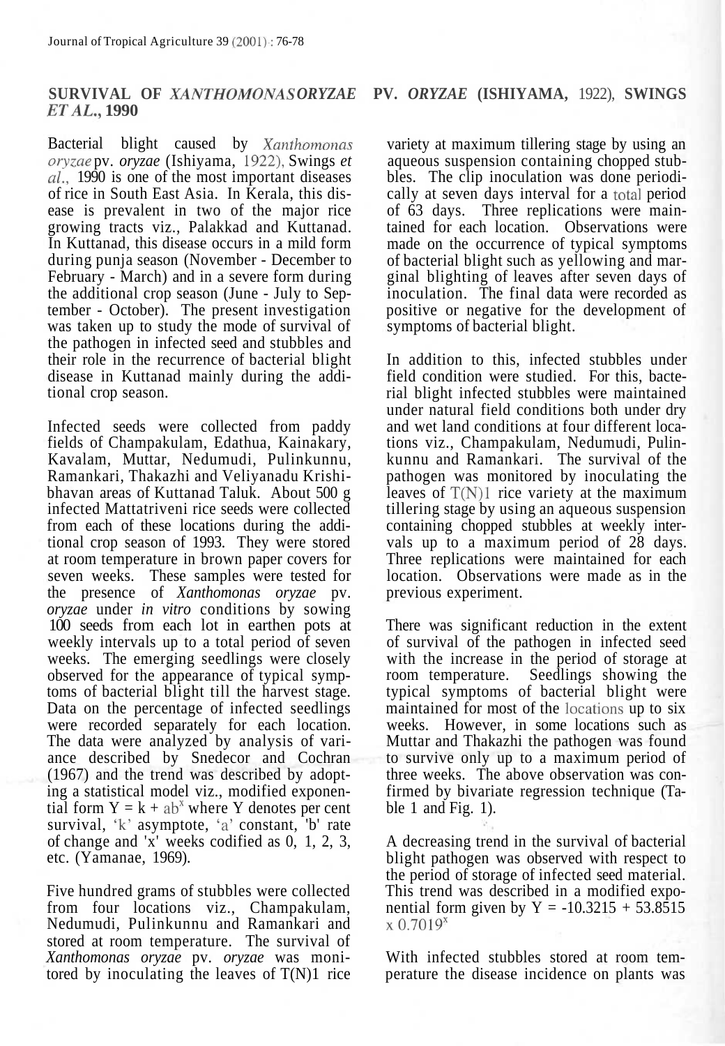# SURVIVAL OF *XANTHOMONAS ORYZAE* PV. *ORYZAE* (ISHIYAMA, 1922), SWINGS *ET AL.*, 1990

Bacterial blight caused by *Xanthomonas oryzae* pv. *oryzae* (Ishiyama, 1922), Swings *et al.*, 1990 is one of the most important diseases of rice in South East Asia. In Kerala, this disease is prevalent in two of the major rice growing tracts viz., Palakkad and Kuttanad. In Kuttanad, this disease occurs in a mild form during punja season (November - December to February - March) and in a severe form during the additional crop season (June - July to September - October). The present investigation was taken up to study the mode of survival of the pathogen in infected seed and stubbles and their role in the recurrence of bacterial blight disease in Kuttanad mainly during the additional crop season.

Infected seeds were collected from paddy fields of Champakulam, Edathua, Kainakary, Kavalam, Muttar, Nedumudi, Pulinkunnu, Ramankari, Thakazhi and Veliyanadu Krishibhavan areas of Kuttanad Taluk. About 500 g infected Mattatriveni rice seeds were collected from each of these locations during the additional crop season of 1993. They were stored at room temperature in brown paper covers for seven weeks. These samples were tested for the presence of *Xanthomonas oryzae* pv. *oryzae* under *in vitro* conditions by sowing 100 seeds from each lot in earthen pots at weekly intervals up to a total period of seven weeks. The emerging seedlings were closely observed for the appearance of typical symptoms of bacterial blight till the harvest stage. Data on the percentage of infected seedlings were recorded separately for each location. The data were analyzed by analysis of variance described by Snedecor and Cochran (1967) and the trend was described by adopting a statistical model viz., modified exponential form $Y = k + ab^x$ where Y denotes per cent survival, 'k' asymptote, 'a' constant, 'b' rate of change and 'x' weeks codified as 0, 1, 2, 3, etc. (Yamanae, 1969).

Five hundred grams of stubbles were collected from four locations viz., Champakulam, Nedumudi, Pulinkunnu and Ramankari and stored at room temperature. The survival of *Xanthomonas oryzae* pv. *oryzae* was monitored by inoculating the leaves of T(N)1 rice variety at maximum tillering stage by using an aqueous suspension containing chopped stubbles. The clip inoculation was done periodically at seven days interval for a total period of 63 days. Three replications were maintained for each location. Observations were made on the occurrence of typical symptoms of bacterial blight such as yellowing and marginal blighting of leaves after seven days of inoculation. The final data were recorded as positive or negative for the development of symptoms of bacterial blight.

In addition to this, infected stubbles under field condition were studied. For this, bacterial blight infected stubbles were maintained under natural field conditions both under dry and wet land conditions at four different locations viz., Champakulam, Nedumudi, Pulinkunnu and Ramankari. The survival of the pathogen was monitored by inoculating the leaves of T(N)1 rice variety at the maximum tillering stage by using an aqueous suspension containing chopped stubbles at weekly intervals up to a maximum period of 28 days. Three replications were maintained for each location. Observations were made as in the previous experiment.

There was significant reduction in the extent of survival of the pathogen in infected seed with the increase in the period of storage at room temperature. Seedlings showing the typical symptoms of bacterial blight were maintained for most of the locations up to six weeks. However, in some locations such as Muttar and Thakazhi the pathogen was found to survive only up to a maximum period of three weeks. The above observation was confirmed by bivariate regression technique (Table 1 and Fig. 1).

A decreasing trend in the survival of bacterial blight pathogen was observed with respect to the period of storage of infected seed material. This trend was described in a modified exponential form given by $Y = -10.3215 + 53.8515 \times 0.7019^x$

With infected stubbles stored at room temperature the disease incidence on plants was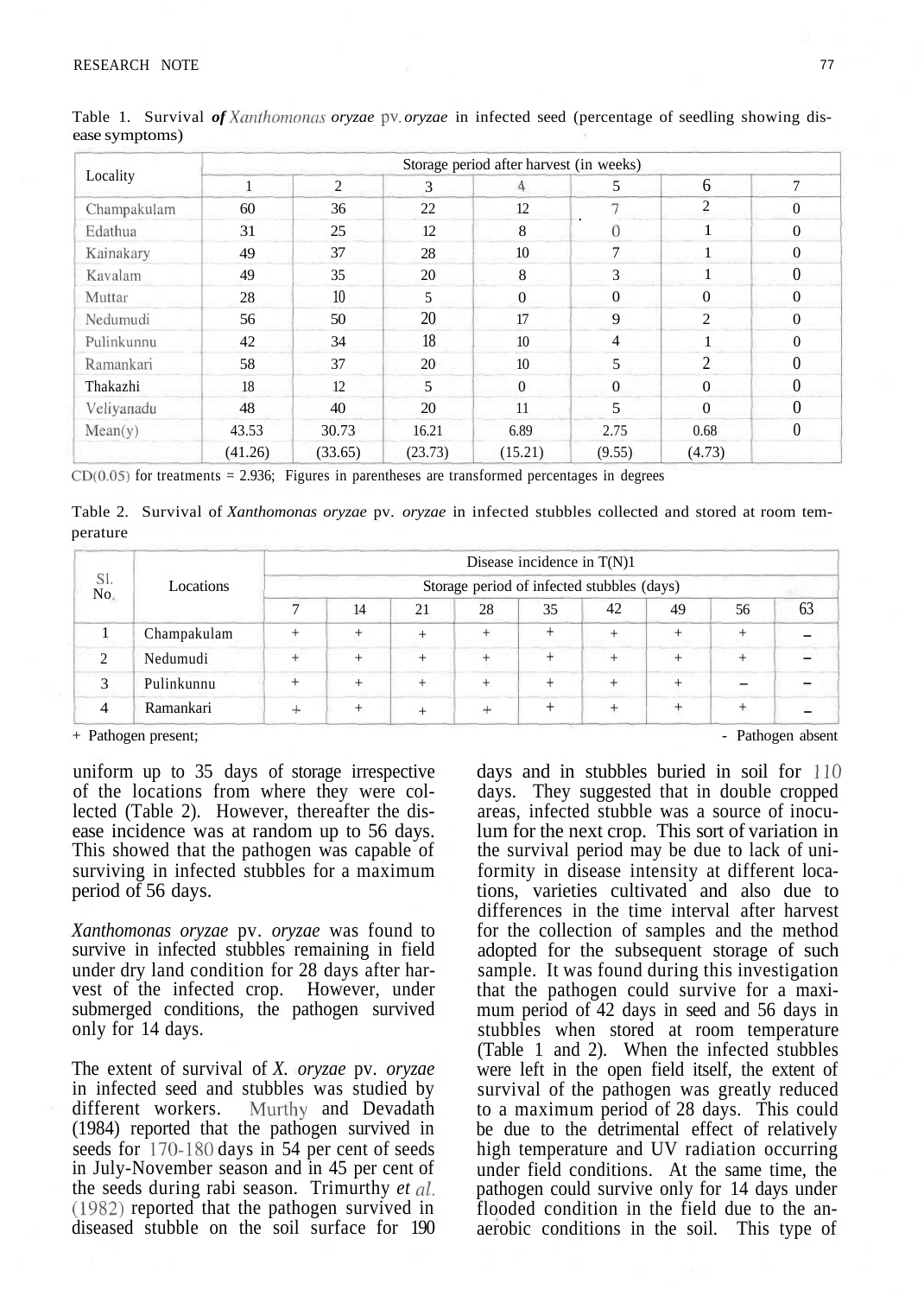Table 1. Survival of *Xanthomonas oryzae* pv. *oryzae* in infected seed (percentage of seedling showing disease symptoms)

| Locality | Storage period after harvest (in weeks) | | | | | | |
|---|---|---|---|---|---|---|---|
| | 1 | 2 | 3 | 4 | 5 | 6 | 7 |
| Champakulam | 60 | 36 | 22 | 12 | 7 | 2 | 0 |
| Edathua | 31 | 25 | 12 | 8 | 0 | 1 | 0 |
| Kainakary | 49 | 37 | 28 | 10 | 7 | 1 | 0 |
| Kavalam | 49 | 35 | 20 | 8 | 3 | 1 | 0 |
| Muttar | 28 | 10 | 5 | 0 | 0 | 0 | 0 |
| Nedumudi | 56 | 50 | 20 | 17 | 9 | 2 | 0 |
| Pulinkunnu | 42 | 34 | 18 | 10 | 4 | 1 | 0 |
| Ramankari | 58 | 37 | 20 | 10 | 5 | 2 | 0 |
| Thakazhi | 18 | 12 | 5 | 0 | 0 | 0 | 0 |
| Veliyanadu | 48 | 40 | 20 | 11 | 5 | 0 | 0 |
| Mean(y) | 43.53 | 30.73 | 16.21 | 6.89 | 2.75 | 0.68 | 0 |
| | (41.26) | (33.65) | (23.73) | (15.21) | (9.55) | (4.73) | |

CD(0.05) for treatments = 2.936; Figures in parentheses are transformed percentages in degrees

Table 2. Survival of *Xanthomonas oryzae* pv. *oryzae* in infected stubbles collected and stored at room temperature

| Sl. No. | Locations | Disease incidence in T(N)1 | | | | | | | | |
|---|---|---|---|---|---|---|---|---|---|---|
| | | Storage period of infected stubbles (days) | | | | | | | | |
| | | 7 | 14 | 21 | 28 | 35 | 42 | 49 | 56 | 63 |
| 1 | Champakulam | + | + | + | + | + | + | + | + | – |
| 2 | Nedumudi | + | + | + | + | + | + | + | + | – |
| 3 | Pulinkunnu | + | + | + | + | + | + | + | – | – |
| 4 | Ramankari | + | + | + | + | + | + | + | + | – |

\+ Pathogen present; - Pathogen absent

uniform up to 35 days of storage irrespective of the locations from where they were collected (Table 2). However, thereafter the disease incidence was at random up to 56 days. This showed that the pathogen was capable of surviving in infected stubbles for a maximum period of 56 days.

*Xanthomonas oryzae* pv. *oryzae* was found to survive in infected stubbles remaining in field under dry land condition for 28 days after harvest of the infected crop. However, under submerged conditions, the pathogen survived only for 14 days.

The extent of survival of *X. oryzae* pv. *oryzae* in infected seed and stubbles was studied by different workers. Murthy and Devadath (1984) reported that the pathogen survived in seeds for 170-180 days in 54 per cent of seeds in July-November season and in 45 per cent of the seeds during rabi season. Trimurthy *et al.* (1982) reported that the pathogen survived in diseased stubble on the soil surface for 190 days and in stubbles buried in soil for 110 days. They suggested that in double cropped areas, infected stubble was a source of inoculum for the next crop. This sort of variation in the survival period may be due to lack of uniformity in disease intensity at different locations, varieties cultivated and also due to differences in the time interval after harvest for the collection of samples and the method adopted for the subsequent storage of such sample. It was found during this investigation that the pathogen could survive for a maximum period of 42 days in seed and 56 days in stubbles when stored at room temperature (Table 1 and 2). When the infected stubbles were left in the open field itself, the extent of survival of the pathogen was greatly reduced to a maximum period of 28 days. This could be due to the detrimental effect of relatively high temperature and UV radiation occurring under field conditions. At the same time, the pathogen could survive only for 14 days under flooded condition in the field due to the anaerobic conditions in the soil. This type of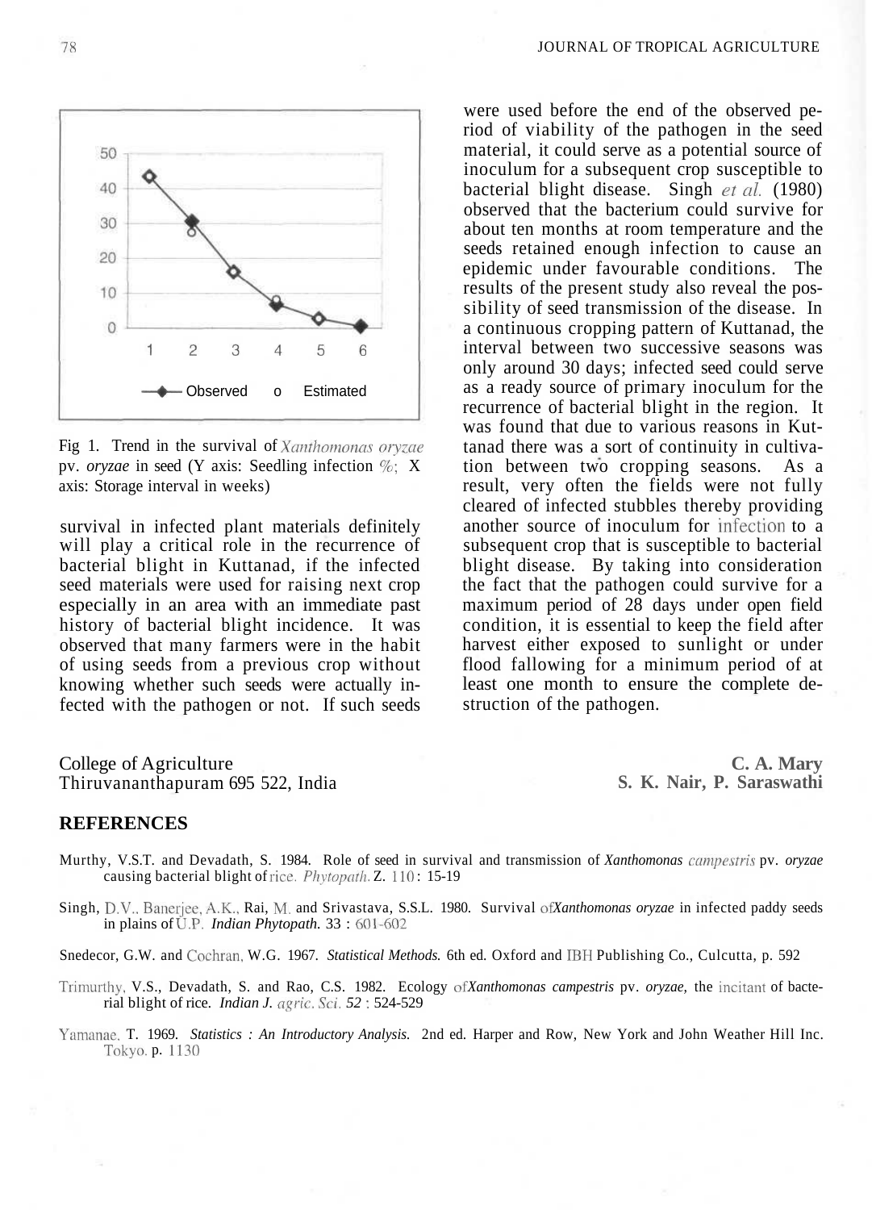50
40
30
20
10
0
1 2 3 4 5 6
Observed o Estimated

Fig 1. Trend in the survival of *Xanthomonas oryzae* pv. *oryzae* in seed (Y axis: Seedling infection %; X axis: Storage interval in weeks)

survival in infected plant materials definitely will play a critical role in the recurrence of bacterial blight in Kuttanad, if the infected seed materials were used for raising next crop especially in an area with an immediate past history of bacterial blight incidence. It was observed that many farmers were in the habit of using seeds from a previous crop without knowing whether such seeds were actually infected with the pathogen or not. If such seeds were used before the end of the observed period of viability of the pathogen in the seed material, it could serve as a potential source of inoculum for a subsequent crop susceptible to bacterial blight disease. Singh *et al.* (1980) observed that the bacterium could survive for about ten months at room temperature and the seeds retained enough infection to cause an epidemic under favourable conditions. The results of the present study also reveal the possibility of seed transmission of the disease. In a continuous cropping pattern of Kuttanad, the interval between two successive seasons was only around 30 days; infected seed could serve as a ready source of primary inoculum for the recurrence of bacterial blight in the region. It was found that due to various reasons in Kuttanad there was a sort of continuity in cultivation between two cropping seasons. As a result, very often the fields were not fully cleared of infected stubbles thereby providing another source of inoculum for infection to a subsequent crop that is susceptible to bacterial blight disease. By taking into consideration the fact that the pathogen could survive for a maximum period of 28 days under open field condition, it is essential to keep the field after harvest either exposed to sunlight or under flood fallowing for a minimum period of at least one month to ensure the complete destruction of the pathogen.

College of Agriculture
Thiruvananthapuram 695 522, India

**C. A. Mary**
**S. K. Nair, P. Saraswathi**

## REFERENCES

Murthy, V.S.T. and Devadath, S. 1984. Role of seed in survival and transmission of *Xanthomonas campestris* pv. *oryzae* causing bacterial blight of rice. *Phytopath.* Z. 110 : 15-19

Singh, D.V., Banerjee, A.K., Rai, M. and Srivastava, S.S.L. 1980. Survival of *Xanthomonas oryzae* in infected paddy seeds in plains of U.P. *Indian Phytopath.* 33 : 601-602

Snedecor, G.W. and Cochran, W.G. 1967. *Statistical Methods.* 6th ed. Oxford and IBH Publishing Co., Calcutta, p. 592

Trimurthy, V.S., Devadath, S. and Rao, C.S. 1982. Ecology of *Xanthomonas campestris* pv. *oryzae,* the incitant of bacterial blight of rice. *Indian J. agric. Sci. 52* : 524-529

Yamanae, T. 1969. *Statistics : An Introductory Analysis.* 2nd ed. Harper and Row, New York and John Weather Hill Inc. Tokyo. p. 1130